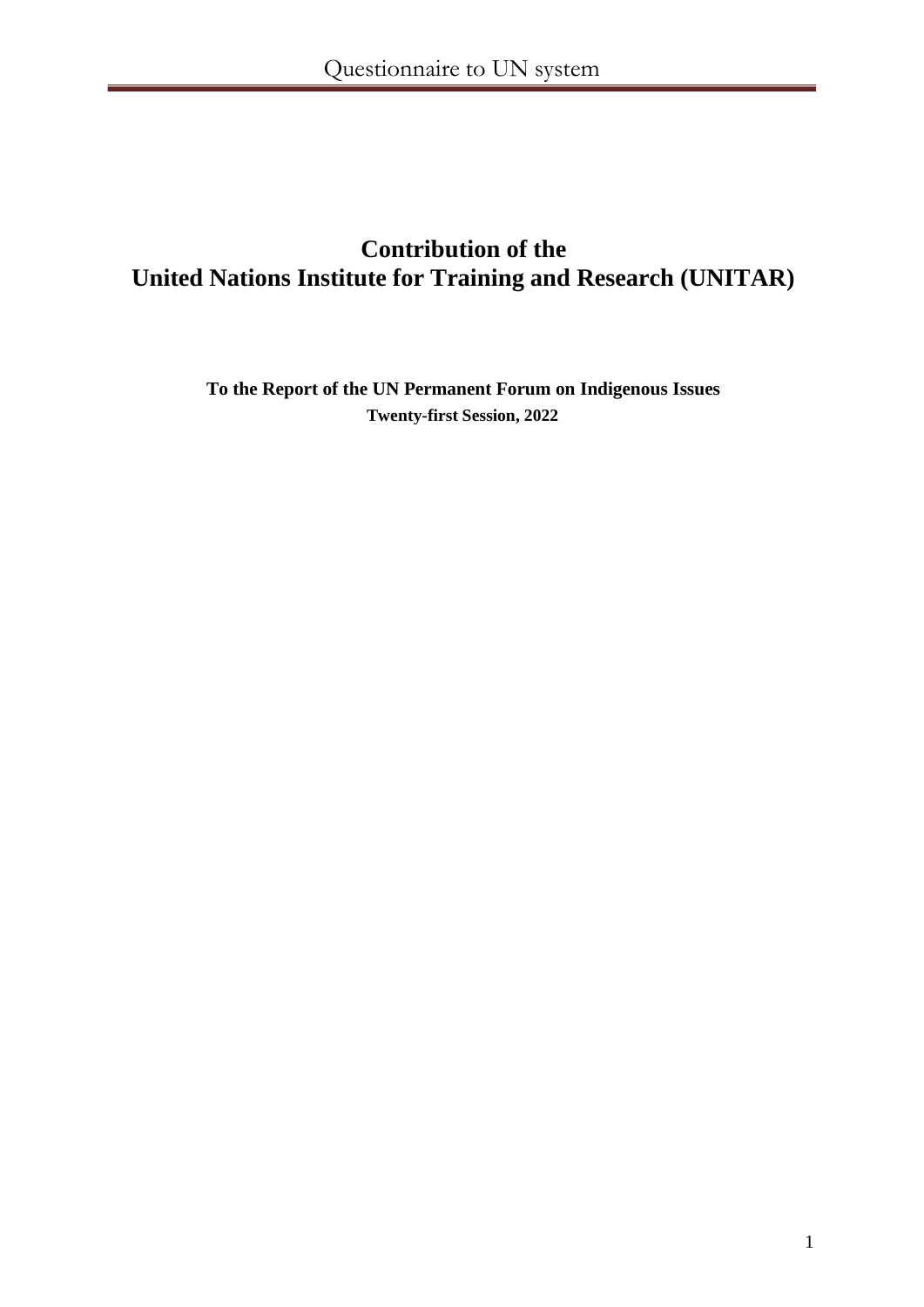# Contribution of the United Nations Institute for Training and Research (UNITAR)

**To the Report of the UN Permanent Forum on Indigenous Issues**
**Twenty-first Session, 2022**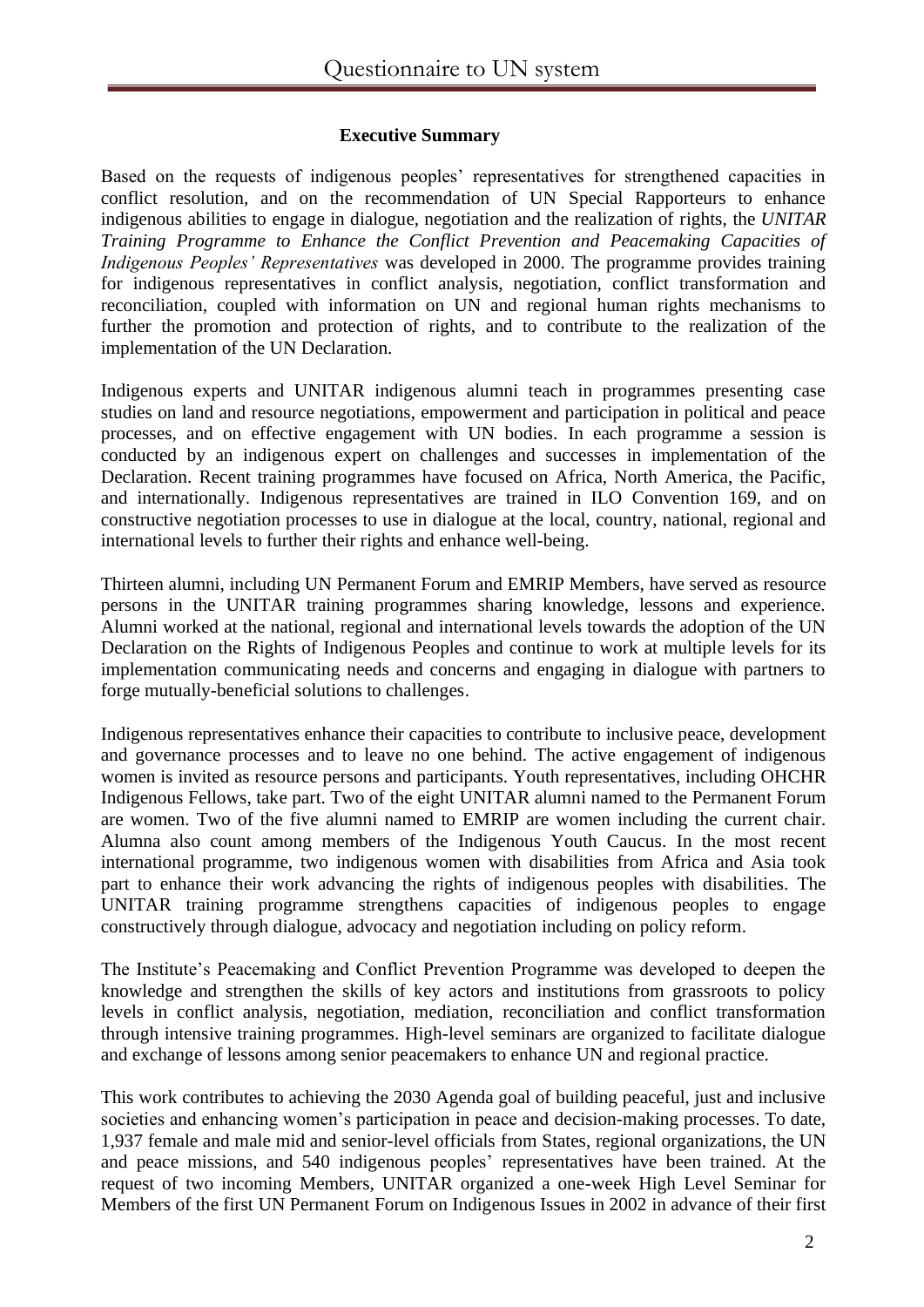**Executive Summary**

Based on the requests of indigenous peoples' representatives for strengthened capacities in conflict resolution, and on the recommendation of UN Special Rapporteurs to enhance indigenous abilities to engage in dialogue, negotiation and the realization of rights, the *UNITAR Training Programme to Enhance the Conflict Prevention and Peacemaking Capacities of Indigenous Peoples' Representatives* was developed in 2000. The programme provides training for indigenous representatives in conflict analysis, negotiation, conflict transformation and reconciliation, coupled with information on UN and regional human rights mechanisms to further the promotion and protection of rights, and to contribute to the realization of the implementation of the UN Declaration.

Indigenous experts and UNITAR indigenous alumni teach in programmes presenting case studies on land and resource negotiations, empowerment and participation in political and peace processes, and on effective engagement with UN bodies. In each programme a session is conducted by an indigenous expert on challenges and successes in implementation of the Declaration. Recent training programmes have focused on Africa, North America, the Pacific, and internationally. Indigenous representatives are trained in ILO Convention 169, and on constructive negotiation processes to use in dialogue at the local, country, national, regional and international levels to further their rights and enhance well-being.

Thirteen alumni, including UN Permanent Forum and EMRIP Members, have served as resource persons in the UNITAR training programmes sharing knowledge, lessons and experience. Alumni worked at the national, regional and international levels towards the adoption of the UN Declaration on the Rights of Indigenous Peoples and continue to work at multiple levels for its implementation communicating needs and concerns and engaging in dialogue with partners to forge mutually-beneficial solutions to challenges.

Indigenous representatives enhance their capacities to contribute to inclusive peace, development and governance processes and to leave no one behind. The active engagement of indigenous women is invited as resource persons and participants. Youth representatives, including OHCHR Indigenous Fellows, take part. Two of the eight UNITAR alumni named to the Permanent Forum are women. Two of the five alumni named to EMRIP are women including the current chair. Alumna also count among members of the Indigenous Youth Caucus. In the most recent international programme, two indigenous women with disabilities from Africa and Asia took part to enhance their work advancing the rights of indigenous peoples with disabilities. The UNITAR training programme strengthens capacities of indigenous peoples to engage constructively through dialogue, advocacy and negotiation including on policy reform.

The Institute's Peacemaking and Conflict Prevention Programme was developed to deepen the knowledge and strengthen the skills of key actors and institutions from grassroots to policy levels in conflict analysis, negotiation, mediation, reconciliation and conflict transformation through intensive training programmes. High-level seminars are organized to facilitate dialogue and exchange of lessons among senior peacemakers to enhance UN and regional practice.

This work contributes to achieving the 2030 Agenda goal of building peaceful, just and inclusive societies and enhancing women's participation in peace and decision-making processes. To date, 1,937 female and male mid and senior-level officials from States, regional organizations, the UN and peace missions, and 540 indigenous peoples' representatives have been trained. At the request of two incoming Members, UNITAR organized a one-week High Level Seminar for Members of the first UN Permanent Forum on Indigenous Issues in 2002 in advance of their first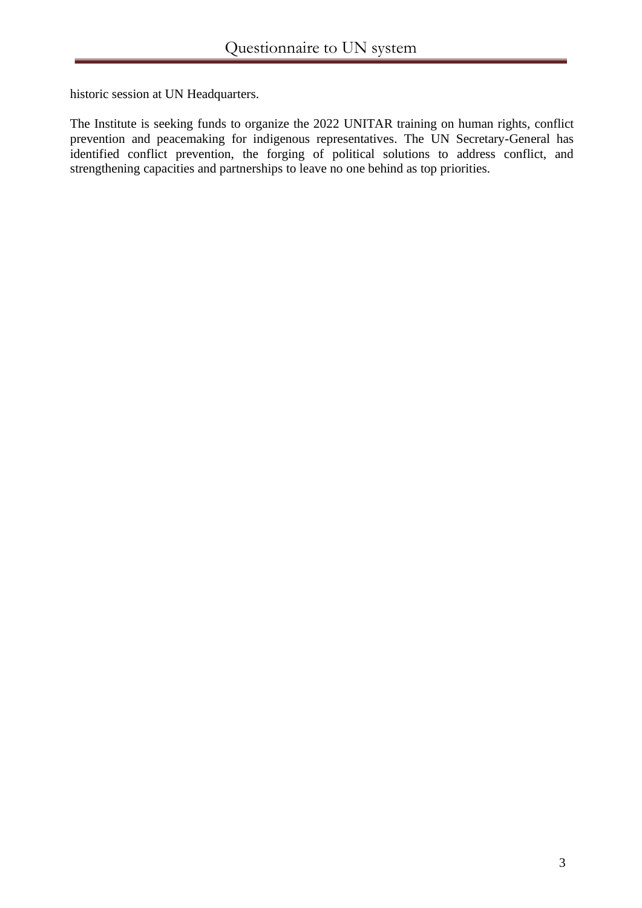historic session at UN Headquarters.

The Institute is seeking funds to organize the 2022 UNITAR training on human rights, conflict prevention and peacemaking for indigenous representatives. The UN Secretary-General has identified conflict prevention, the forging of political solutions to address conflict, and strengthening capacities and partnerships to leave no one behind as top priorities.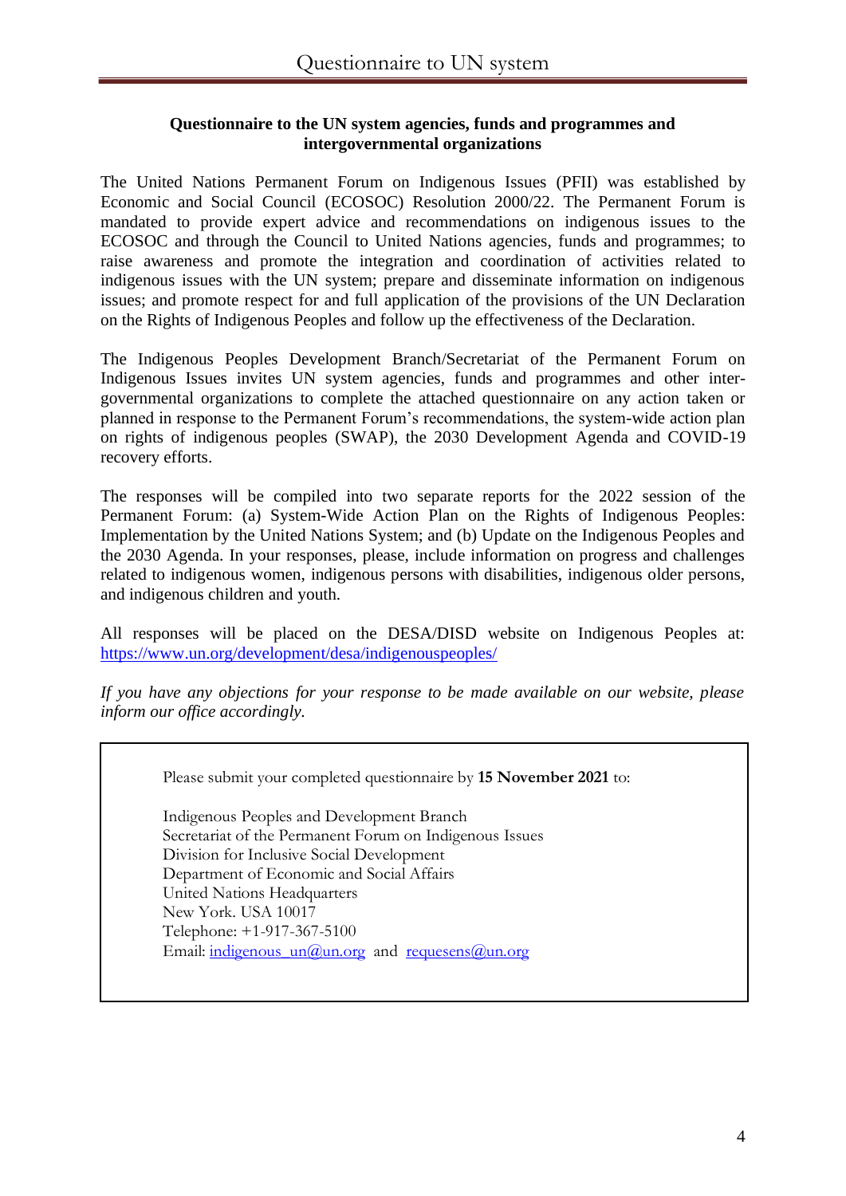**Questionnaire to the UN system agencies, funds and programmes and intergovernmental organizations**

The United Nations Permanent Forum on Indigenous Issues (PFII) was established by Economic and Social Council (ECOSOC) Resolution 2000/22. The Permanent Forum is mandated to provide expert advice and recommendations on indigenous issues to the ECOSOC and through the Council to United Nations agencies, funds and programmes; to raise awareness and promote the integration and coordination of activities related to indigenous issues with the UN system; prepare and disseminate information on indigenous issues; and promote respect for and full application of the provisions of the UN Declaration on the Rights of Indigenous Peoples and follow up the effectiveness of the Declaration.

The Indigenous Peoples Development Branch/Secretariat of the Permanent Forum on Indigenous Issues invites UN system agencies, funds and programmes and other inter-governmental organizations to complete the attached questionnaire on any action taken or planned in response to the Permanent Forum's recommendations, the system-wide action plan on rights of indigenous peoples (SWAP), the 2030 Development Agenda and COVID-19 recovery efforts.

The responses will be compiled into two separate reports for the 2022 session of the Permanent Forum: (a) System-Wide Action Plan on the Rights of Indigenous Peoples: Implementation by the United Nations System; and (b) Update on the Indigenous Peoples and the 2030 Agenda. In your responses, please, include information on progress and challenges related to indigenous women, indigenous persons with disabilities, indigenous older persons, and indigenous children and youth.

All responses will be placed on the DESA/DISD website on Indigenous Peoples at: https://www.un.org/development/desa/indigenouspeoples/

*If you have any objections for your response to be made available on our website, please inform our office accordingly.*

Please submit your completed questionnaire by **15 November 2021** to:

Indigenous Peoples and Development Branch
Secretariat of the Permanent Forum on Indigenous Issues
Division for Inclusive Social Development
Department of Economic and Social Affairs
United Nations Headquarters
New York. USA 10017
Telephone: +1-917-367-5100
Email: indigenous_un@un.org and requesens@un.org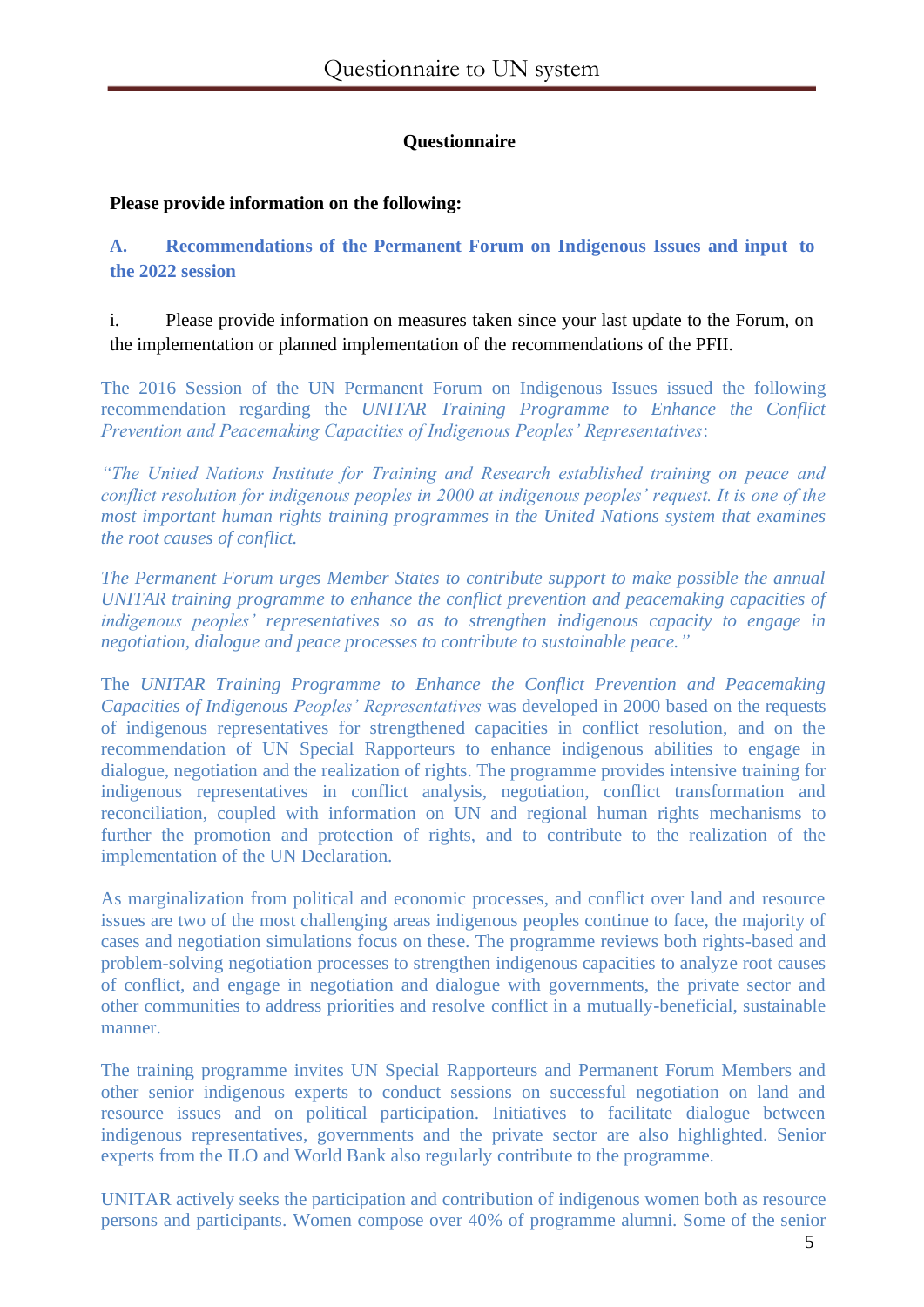**Questionnaire**

**Please provide information on the following:**

**A. Recommendations of the Permanent Forum on Indigenous Issues and input to the 2022 session**

i. Please provide information on measures taken since your last update to the Forum, on the implementation or planned implementation of the recommendations of the PFII.

The 2016 Session of the UN Permanent Forum on Indigenous Issues issued the following recommendation regarding the *UNITAR Training Programme to Enhance the Conflict Prevention and Peacemaking Capacities of Indigenous Peoples' Representatives*:

*"The United Nations Institute for Training and Research established training on peace and conflict resolution for indigenous peoples in 2000 at indigenous peoples' request. It is one of the most important human rights training programmes in the United Nations system that examines the root causes of conflict.*

*The Permanent Forum urges Member States to contribute support to make possible the annual UNITAR training programme to enhance the conflict prevention and peacemaking capacities of indigenous peoples' representatives so as to strengthen indigenous capacity to engage in negotiation, dialogue and peace processes to contribute to sustainable peace."*

The *UNITAR Training Programme to Enhance the Conflict Prevention and Peacemaking Capacities of Indigenous Peoples' Representatives* was developed in 2000 based on the requests of indigenous representatives for strengthened capacities in conflict resolution, and on the recommendation of UN Special Rapporteurs to enhance indigenous abilities to engage in dialogue, negotiation and the realization of rights. The programme provides intensive training for indigenous representatives in conflict analysis, negotiation, conflict transformation and reconciliation, coupled with information on UN and regional human rights mechanisms to further the promotion and protection of rights, and to contribute to the realization of the implementation of the UN Declaration.

As marginalization from political and economic processes, and conflict over land and resource issues are two of the most challenging areas indigenous peoples continue to face, the majority of cases and negotiation simulations focus on these. The programme reviews both rights-based and problem-solving negotiation processes to strengthen indigenous capacities to analyze root causes of conflict, and engage in negotiation and dialogue with governments, the private sector and other communities to address priorities and resolve conflict in a mutually-beneficial, sustainable manner.

The training programme invites UN Special Rapporteurs and Permanent Forum Members and other senior indigenous experts to conduct sessions on successful negotiation on land and resource issues and on political participation. Initiatives to facilitate dialogue between indigenous representatives, governments and the private sector are also highlighted. Senior experts from the ILO and World Bank also regularly contribute to the programme.

UNITAR actively seeks the participation and contribution of indigenous women both as resource persons and participants. Women compose over 40% of programme alumni. Some of the senior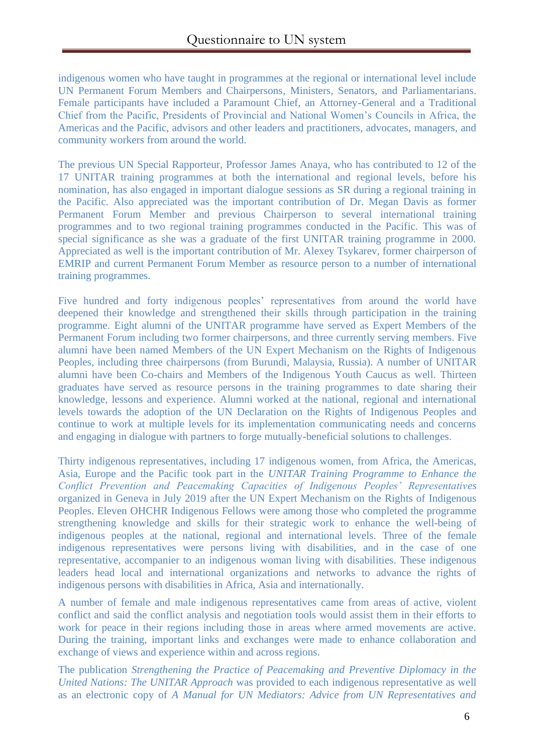indigenous women who have taught in programmes at the regional or international level include UN Permanent Forum Members and Chairpersons, Ministers, Senators, and Parliamentarians. Female participants have included a Paramount Chief, an Attorney-General and a Traditional Chief from the Pacific, Presidents of Provincial and National Women's Councils in Africa, the Americas and the Pacific, advisors and other leaders and practitioners, advocates, managers, and community workers from around the world.

The previous UN Special Rapporteur, Professor James Anaya, who has contributed to 12 of the 17 UNITAR training programmes at both the international and regional levels, before his nomination, has also engaged in important dialogue sessions as SR during a regional training in the Pacific. Also appreciated was the important contribution of Dr. Megan Davis as former Permanent Forum Member and previous Chairperson to several international training programmes and to two regional training programmes conducted in the Pacific. This was of special significance as she was a graduate of the first UNITAR training programme in 2000. Appreciated as well is the important contribution of Mr. Alexey Tsykarev, former chairperson of EMRIP and current Permanent Forum Member as resource person to a number of international training programmes.

Five hundred and forty indigenous peoples' representatives from around the world have deepened their knowledge and strengthened their skills through participation in the training programme. Eight alumni of the UNITAR programme have served as Expert Members of the Permanent Forum including two former chairpersons, and three currently serving members. Five alumni have been named Members of the UN Expert Mechanism on the Rights of Indigenous Peoples, including three chairpersons (from Burundi, Malaysia, Russia). A number of UNITAR alumni have been Co-chairs and Members of the Indigenous Youth Caucus as well. Thirteen graduates have served as resource persons in the training programmes to date sharing their knowledge, lessons and experience. Alumni worked at the national, regional and international levels towards the adoption of the UN Declaration on the Rights of Indigenous Peoples and continue to work at multiple levels for its implementation communicating needs and concerns and engaging in dialogue with partners to forge mutually-beneficial solutions to challenges.

Thirty indigenous representatives, including 17 indigenous women, from Africa, the Americas, Asia, Europe and the Pacific took part in the *UNITAR Training Programme to Enhance the Conflict Prevention and Peacemaking Capacities of Indigenous Peoples' Representatives* organized in Geneva in July 2019 after the UN Expert Mechanism on the Rights of Indigenous Peoples. Eleven OHCHR Indigenous Fellows were among those who completed the programme strengthening knowledge and skills for their strategic work to enhance the well-being of indigenous peoples at the national, regional and international levels. Three of the female indigenous representatives were persons living with disabilities, and in the case of one representative, accompanier to an indigenous woman living with disabilities. These indigenous leaders head local and international organizations and networks to advance the rights of indigenous persons with disabilities in Africa, Asia and internationally.

A number of female and male indigenous representatives came from areas of active, violent conflict and said the conflict analysis and negotiation tools would assist them in their efforts to work for peace in their regions including those in areas where armed movements are active. During the training, important links and exchanges were made to enhance collaboration and exchange of views and experience within and across regions.

The publication *Strengthening the Practice of Peacemaking and Preventive Diplomacy in the United Nations: The UNITAR Approach* was provided to each indigenous representative as well as an electronic copy of *A Manual for UN Mediators: Advice from UN Representatives and*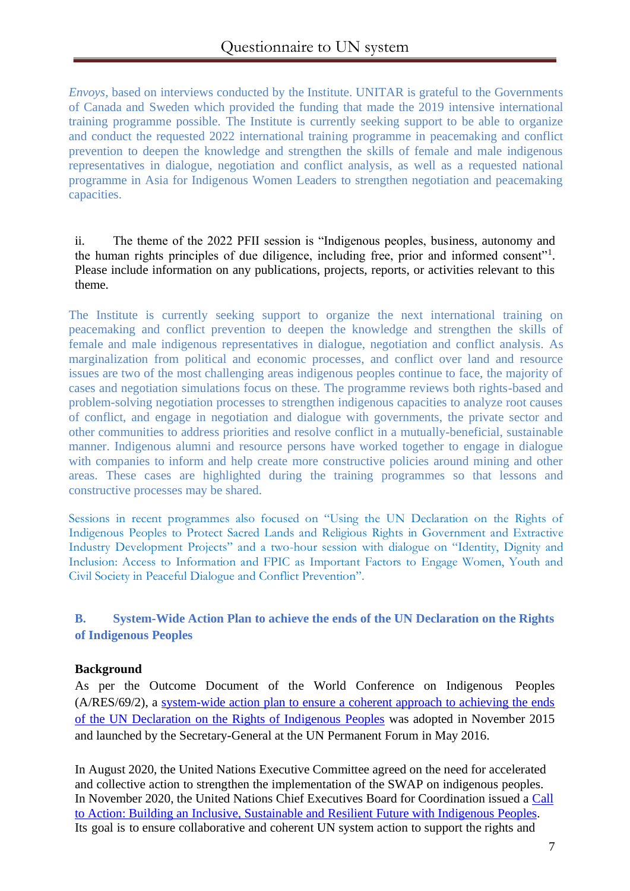*Envoys*, based on interviews conducted by the Institute. UNITAR is grateful to the Governments of Canada and Sweden which provided the funding that made the 2019 intensive international training programme possible. The Institute is currently seeking support to be able to organize and conduct the requested 2022 international training programme in peacemaking and conflict prevention to deepen the knowledge and strengthen the skills of female and male indigenous representatives in dialogue, negotiation and conflict analysis, as well as a requested national programme in Asia for Indigenous Women Leaders to strengthen negotiation and peacemaking capacities.

ii. The theme of the 2022 PFII session is "Indigenous peoples, business, autonomy and the human rights principles of due diligence, including free, prior and informed consent"[1]. Please include information on any publications, projects, reports, or activities relevant to this theme.

The Institute is currently seeking support to organize the next international training on peacemaking and conflict prevention to deepen the knowledge and strengthen the skills of female and male indigenous representatives in dialogue, negotiation and conflict analysis. As marginalization from political and economic processes, and conflict over land and resource issues are two of the most challenging areas indigenous peoples continue to face, the majority of cases and negotiation simulations focus on these. The programme reviews both rights-based and problem-solving negotiation processes to strengthen indigenous capacities to analyze root causes of conflict, and engage in negotiation and dialogue with governments, the private sector and other communities to address priorities and resolve conflict in a mutually-beneficial, sustainable manner. Indigenous alumni and resource persons have worked together to engage in dialogue with companies to inform and help create more constructive policies around mining and other areas. These cases are highlighted during the training programmes so that lessons and constructive processes may be shared.

Sessions in recent programmes also focused on "Using the UN Declaration on the Rights of Indigenous Peoples to Protect Sacred Lands and Religious Rights in Government and Extractive Industry Development Projects" and a two-hour session with dialogue on "Identity, Dignity and Inclusion: Access to Information and FPIC as Important Factors to Engage Women, Youth and Civil Society in Peaceful Dialogue and Conflict Prevention".

## B. System-Wide Action Plan to achieve the ends of the UN Declaration on the Rights of Indigenous Peoples

**Background**

As per the Outcome Document of the World Conference on Indigenous Peoples (A/RES/69/2), a system-wide action plan to ensure a coherent approach to achieving the ends of the UN Declaration on the Rights of Indigenous Peoples was adopted in November 2015 and launched by the Secretary-General at the UN Permanent Forum in May 2016.

In August 2020, the United Nations Executive Committee agreed on the need for accelerated and collective action to strengthen the implementation of the SWAP on indigenous peoples. In November 2020, the United Nations Chief Executives Board for Coordination issued a Call to Action: Building an Inclusive, Sustainable and Resilient Future with Indigenous Peoples. Its goal is to ensure collaborative and coherent UN system action to support the rights and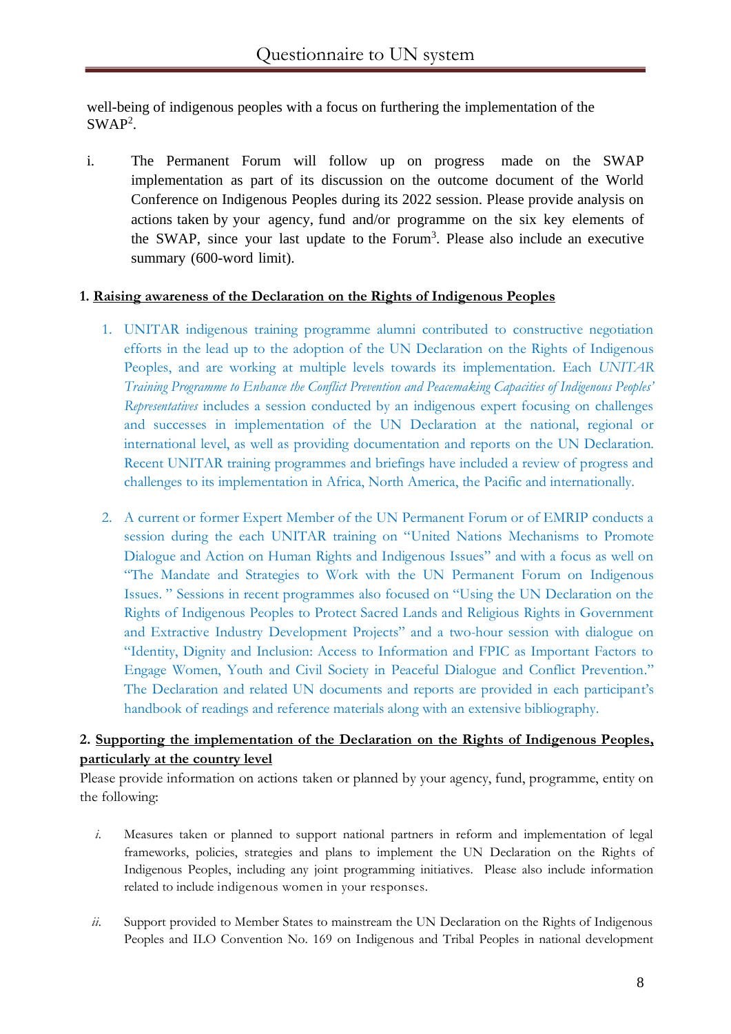well-being of indigenous peoples with a focus on furthering the implementation of the SWAP[2].

i. The Permanent Forum will follow up on progress made on the SWAP implementation as part of its discussion on the outcome document of the World Conference on Indigenous Peoples during its 2022 session. Please provide analysis on actions taken by your agency, fund and/or programme on the six key elements of the SWAP, since your last update to the Forum[3]. Please also include an executive summary (600-word limit).

**1. <u>Raising awareness of the Declaration on the Rights of Indigenous Peoples</u>**

1. UNITAR indigenous training programme alumni contributed to constructive negotiation efforts in the lead up to the adoption of the UN Declaration on the Rights of Indigenous Peoples, and are working at multiple levels towards its implementation. Each *UNITAR Training Programme to Enhance the Conflict Prevention and Peacemaking Capacities of Indigenous Peoples' Representatives* includes a session conducted by an indigenous expert focusing on challenges and successes in implementation of the UN Declaration at the national, regional or international level, as well as providing documentation and reports on the UN Declaration. Recent UNITAR training programmes and briefings have included a review of progress and challenges to its implementation in Africa, North America, the Pacific and internationally.

2. A current or former Expert Member of the UN Permanent Forum or of EMRIP conducts a session during the each UNITAR training on "United Nations Mechanisms to Promote Dialogue and Action on Human Rights and Indigenous Issues" and with a focus as well on "The Mandate and Strategies to Work with the UN Permanent Forum on Indigenous Issues. " Sessions in recent programmes also focused on "Using the UN Declaration on the Rights of Indigenous Peoples to Protect Sacred Lands and Religious Rights in Government and Extractive Industry Development Projects" and a two-hour session with dialogue on "Identity, Dignity and Inclusion: Access to Information and FPIC as Important Factors to Engage Women, Youth and Civil Society in Peaceful Dialogue and Conflict Prevention." The Declaration and related UN documents and reports are provided in each participant's handbook of readings and reference materials along with an extensive bibliography.

**2. <u>Supporting the implementation of the Declaration on the Rights of Indigenous Peoples, particularly at the country level</u>**

Please provide information on actions taken or planned by your agency, fund, programme, entity on the following:

*i.* Measures taken or planned to support national partners in reform and implementation of legal frameworks, policies, strategies and plans to implement the UN Declaration on the Rights of Indigenous Peoples, including any joint programming initiatives. Please also include information related to include indigenous women in your responses.

*ii.* Support provided to Member States to mainstream the UN Declaration on the Rights of Indigenous Peoples and ILO Convention No. 169 on Indigenous and Tribal Peoples in national development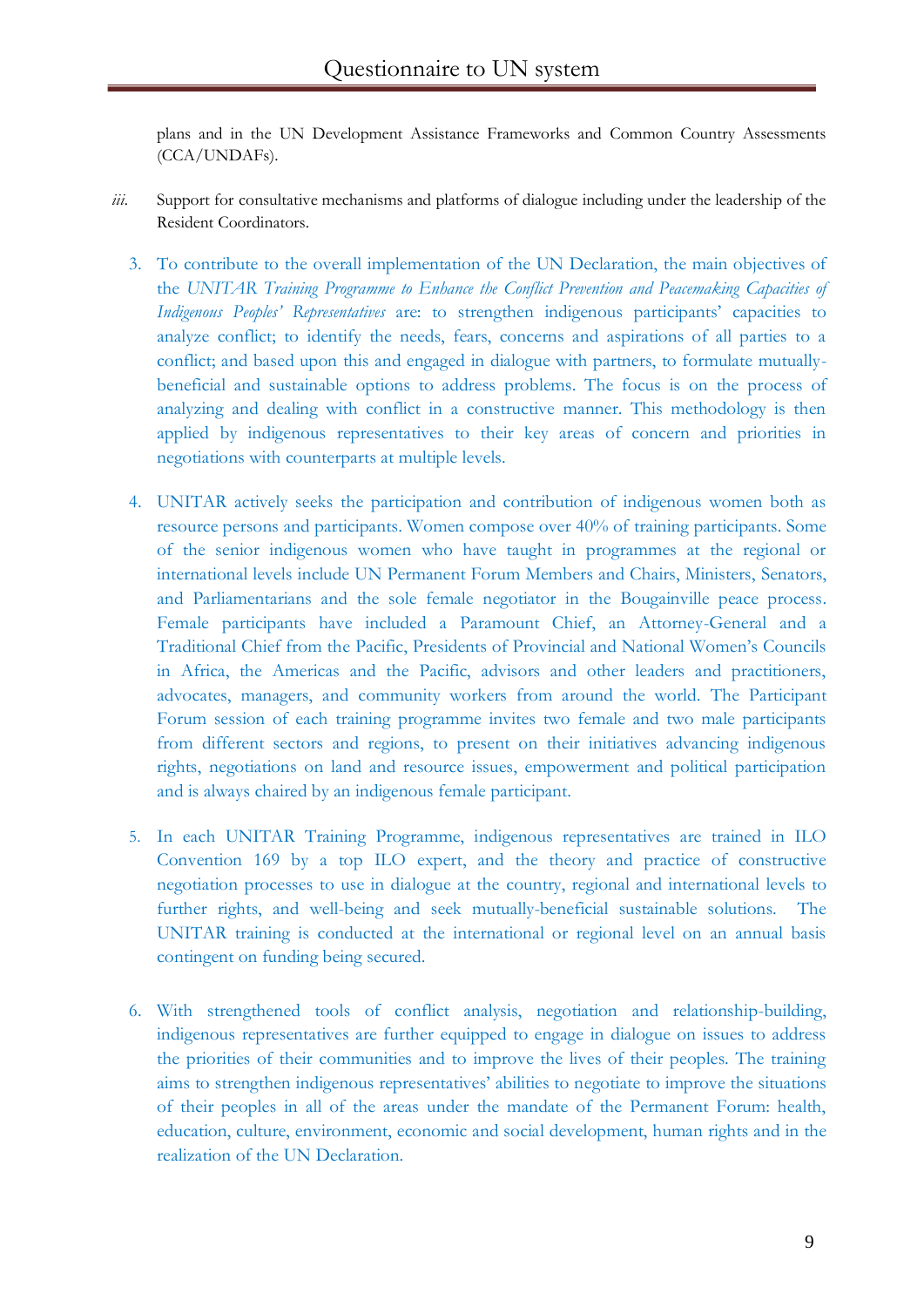plans and in the UN Development Assistance Frameworks and Common Country Assessments (CCA/UNDAFs).

*iii.* Support for consultative mechanisms and platforms of dialogue including under the leadership of the Resident Coordinators.

3. To contribute to the overall implementation of the UN Declaration, the main objectives of the *UNITAR Training Programme to Enhance the Conflict Prevention and Peacemaking Capacities of Indigenous Peoples' Representatives* are: to strengthen indigenous participants' capacities to analyze conflict; to identify the needs, fears, concerns and aspirations of all parties to a conflict; and based upon this and engaged in dialogue with partners, to formulate mutually-beneficial and sustainable options to address problems. The focus is on the process of analyzing and dealing with conflict in a constructive manner. This methodology is then applied by indigenous representatives to their key areas of concern and priorities in negotiations with counterparts at multiple levels.

4. UNITAR actively seeks the participation and contribution of indigenous women both as resource persons and participants. Women compose over 40% of training participants. Some of the senior indigenous women who have taught in programmes at the regional or international levels include UN Permanent Forum Members and Chairs, Ministers, Senators, and Parliamentarians and the sole female negotiator in the Bougainville peace process. Female participants have included a Paramount Chief, an Attorney-General and a Traditional Chief from the Pacific, Presidents of Provincial and National Women's Councils in Africa, the Americas and the Pacific, advisors and other leaders and practitioners, advocates, managers, and community workers from around the world. The Participant Forum session of each training programme invites two female and two male participants from different sectors and regions, to present on their initiatives advancing indigenous rights, negotiations on land and resource issues, empowerment and political participation and is always chaired by an indigenous female participant.

5. In each UNITAR Training Programme, indigenous representatives are trained in ILO Convention 169 by a top ILO expert, and the theory and practice of constructive negotiation processes to use in dialogue at the country, regional and international levels to further rights, and well-being and seek mutually-beneficial sustainable solutions. The UNITAR training is conducted at the international or regional level on an annual basis contingent on funding being secured.

6. With strengthened tools of conflict analysis, negotiation and relationship-building, indigenous representatives are further equipped to engage in dialogue on issues to address the priorities of their communities and to improve the lives of their peoples. The training aims to strengthen indigenous representatives' abilities to negotiate to improve the situations of their peoples in all of the areas under the mandate of the Permanent Forum: health, education, culture, environment, economic and social development, human rights and in the realization of the UN Declaration.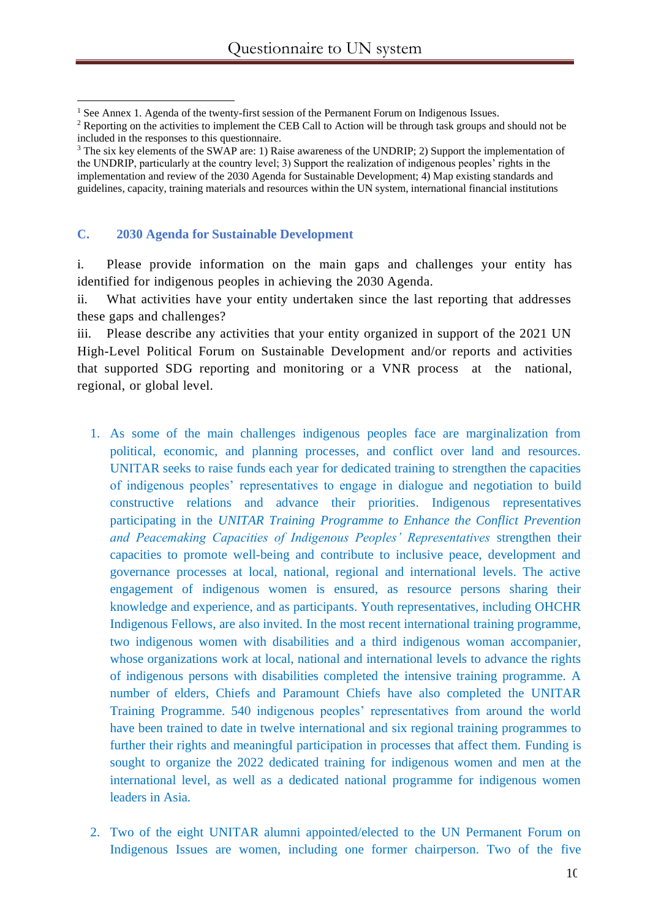[1] See Annex 1. Agenda of the twenty-first session of the Permanent Forum on Indigenous Issues.

[2] Reporting on the activities to implement the CEB Call to Action will be through task groups and should not be included in the responses to this questionnaire.

[3] The six key elements of the SWAP are: 1) Raise awareness of the UNDRIP; 2) Support the implementation of the UNDRIP, particularly at the country level; 3) Support the realization of indigenous peoples' rights in the implementation and review of the 2030 Agenda for Sustainable Development; 4) Map existing standards and guidelines, capacity, training materials and resources within the UN system, international financial institutions

## C. 2030 Agenda for Sustainable Development

i. Please provide information on the main gaps and challenges your entity has identified for indigenous peoples in achieving the 2030 Agenda.

ii. What activities have your entity undertaken since the last reporting that addresses these gaps and challenges?

iii. Please describe any activities that your entity organized in support of the 2021 UN High-Level Political Forum on Sustainable Development and/or reports and activities that supported SDG reporting and monitoring or a VNR process at the national, regional, or global level.

1. As some of the main challenges indigenous peoples face are marginalization from political, economic, and planning processes, and conflict over land and resources. UNITAR seeks to raise funds each year for dedicated training to strengthen the capacities of indigenous peoples' representatives to engage in dialogue and negotiation to build constructive relations and advance their priorities. Indigenous representatives participating in the *UNITAR Training Programme to Enhance the Conflict Prevention and Peacemaking Capacities of Indigenous Peoples' Representatives* strengthen their capacities to promote well-being and contribute to inclusive peace, development and governance processes at local, national, regional and international levels. The active engagement of indigenous women is ensured, as resource persons sharing their knowledge and experience, and as participants. Youth representatives, including OHCHR Indigenous Fellows, are also invited. In the most recent international training programme, two indigenous women with disabilities and a third indigenous woman accompanier, whose organizations work at local, national and international levels to advance the rights of indigenous persons with disabilities completed the intensive training programme. A number of elders, Chiefs and Paramount Chiefs have also completed the UNITAR Training Programme. 540 indigenous peoples' representatives from around the world have been trained to date in twelve international and six regional training programmes to further their rights and meaningful participation in processes that affect them. Funding is sought to organize the 2022 dedicated training for indigenous women and men at the international level, as well as a dedicated national programme for indigenous women leaders in Asia.

2. Two of the eight UNITAR alumni appointed/elected to the UN Permanent Forum on Indigenous Issues are women, including one former chairperson. Two of the five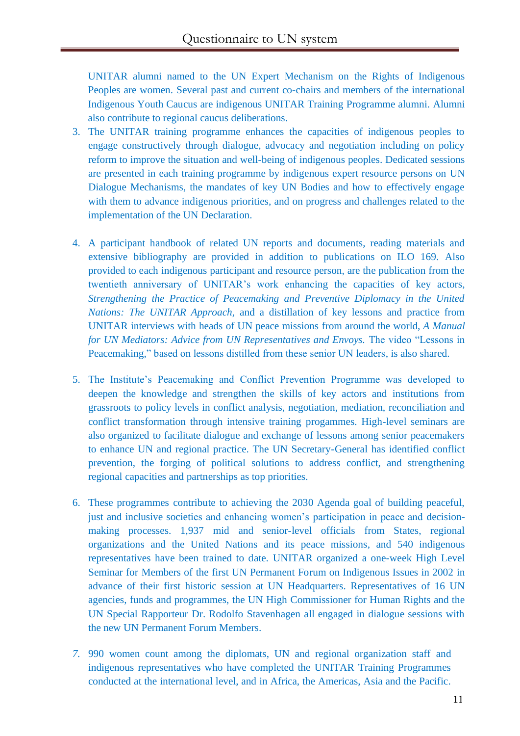UNITAR alumni named to the UN Expert Mechanism on the Rights of Indigenous Peoples are women. Several past and current co-chairs and members of the international Indigenous Youth Caucus are indigenous UNITAR Training Programme alumni. Alumni also contribute to regional caucus deliberations.

3. The UNITAR training programme enhances the capacities of indigenous peoples to engage constructively through dialogue, advocacy and negotiation including on policy reform to improve the situation and well-being of indigenous peoples. Dedicated sessions are presented in each training programme by indigenous expert resource persons on UN Dialogue Mechanisms, the mandates of key UN Bodies and how to effectively engage with them to advance indigenous priorities, and on progress and challenges related to the implementation of the UN Declaration.

4. A participant handbook of related UN reports and documents, reading materials and extensive bibliography are provided in addition to publications on ILO 169. Also provided to each indigenous participant and resource person, are the publication from the twentieth anniversary of UNITAR's work enhancing the capacities of key actors, *Strengthening the Practice of Peacemaking and Preventive Diplomacy in the United Nations: The UNITAR Approach*, and a distillation of key lessons and practice from UNITAR interviews with heads of UN peace missions from around the world, *A Manual for UN Mediators: Advice from UN Representatives and Envoys.* The video "Lessons in Peacemaking," based on lessons distilled from these senior UN leaders, is also shared.

5. The Institute's Peacemaking and Conflict Prevention Programme was developed to deepen the knowledge and strengthen the skills of key actors and institutions from grassroots to policy levels in conflict analysis, negotiation, mediation, reconciliation and conflict transformation through intensive training progammes. High-level seminars are also organized to facilitate dialogue and exchange of lessons among senior peacemakers to enhance UN and regional practice. The UN Secretary-General has identified conflict prevention, the forging of political solutions to address conflict, and strengthening regional capacities and partnerships as top priorities.

6. These programmes contribute to achieving the 2030 Agenda goal of building peaceful, just and inclusive societies and enhancing women's participation in peace and decision-making processes. 1,937 mid and senior-level officials from States, regional organizations and the United Nations and its peace missions, and 540 indigenous representatives have been trained to date. UNITAR organized a one-week High Level Seminar for Members of the first UN Permanent Forum on Indigenous Issues in 2002 in advance of their first historic session at UN Headquarters. Representatives of 16 UN agencies, funds and programmes, the UN High Commissioner for Human Rights and the UN Special Rapporteur Dr. Rodolfo Stavenhagen all engaged in dialogue sessions with the new UN Permanent Forum Members.

7. 990 women count among the diplomats, UN and regional organization staff and indigenous representatives who have completed the UNITAR Training Programmes conducted at the international level, and in Africa, the Americas, Asia and the Pacific.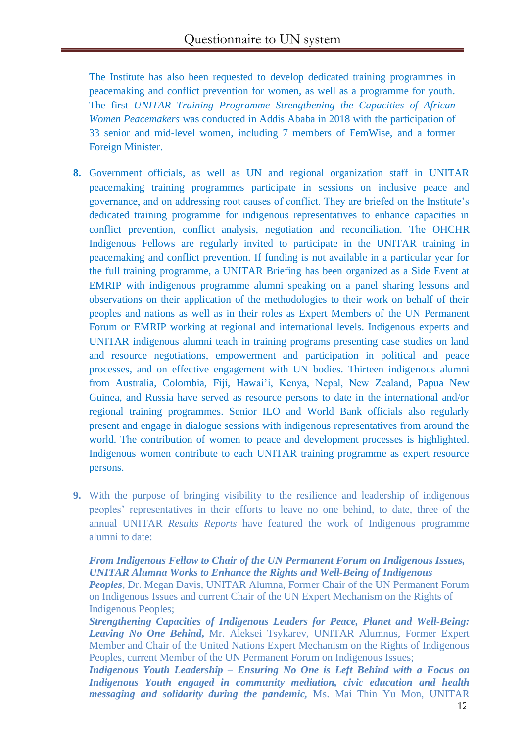The Institute has also been requested to develop dedicated training programmes in peacemaking and conflict prevention for women, as well as a programme for youth. The first *UNITAR Training Programme Strengthening the Capacities of African Women Peacemakers* was conducted in Addis Ababa in 2018 with the participation of 33 senior and mid-level women, including 7 members of FemWise, and a former Foreign Minister.

**8.** Government officials, as well as UN and regional organization staff in UNITAR peacemaking training programmes participate in sessions on inclusive peace and governance, and on addressing root causes of conflict. They are briefed on the Institute's dedicated training programme for indigenous representatives to enhance capacities in conflict prevention, conflict analysis, negotiation and reconciliation. The OHCHR Indigenous Fellows are regularly invited to participate in the UNITAR training in peacemaking and conflict prevention. If funding is not available in a particular year for the full training programme, a UNITAR Briefing has been organized as a Side Event at EMRIP with indigenous programme alumni speaking on a panel sharing lessons and observations on their application of the methodologies to their work on behalf of their peoples and nations as well as in their roles as Expert Members of the UN Permanent Forum or EMRIP working at regional and international levels. Indigenous experts and UNITAR indigenous alumni teach in training programs presenting case studies on land and resource negotiations, empowerment and participation in political and peace processes, and on effective engagement with UN bodies. Thirteen indigenous alumni from Australia, Colombia, Fiji, Hawai'i, Kenya, Nepal, New Zealand, Papua New Guinea, and Russia have served as resource persons to date in the international and/or regional training programmes. Senior ILO and World Bank officials also regularly present and engage in dialogue sessions with indigenous representatives from around the world. The contribution of women to peace and development processes is highlighted. Indigenous women contribute to each UNITAR training programme as expert resource persons.

**9.** With the purpose of bringing visibility to the resilience and leadership of indigenous peoples' representatives in their efforts to leave no one behind, to date, three of the annual UNITAR *Results Reports* have featured the work of Indigenous programme alumni to date:

***From Indigenous Fellow to Chair of the UN Permanent Forum on Indigenous Issues, UNITAR Alumna Works to Enhance the Rights and Well-Being of Indigenous Peoples***, Dr. Megan Davis, UNITAR Alumna, Former Chair of the UN Permanent Forum on Indigenous Issues and current Chair of the UN Expert Mechanism on the Rights of Indigenous Peoples;

***Strengthening Capacities of Indigenous Leaders for Peace, Planet and Well-Being: Leaving No One Behind***, Mr. Aleksei Tsykarev, UNITAR Alumnus, Former Expert Member and Chair of the United Nations Expert Mechanism on the Rights of Indigenous Peoples, current Member of the UN Permanent Forum on Indigenous Issues;

***Indigenous Youth Leadership – Ensuring No One is Left Behind with a Focus on Indigenous Youth engaged in community mediation, civic education and health messaging and solidarity during the pandemic***, Ms. Mai Thin Yu Mon, UNITAR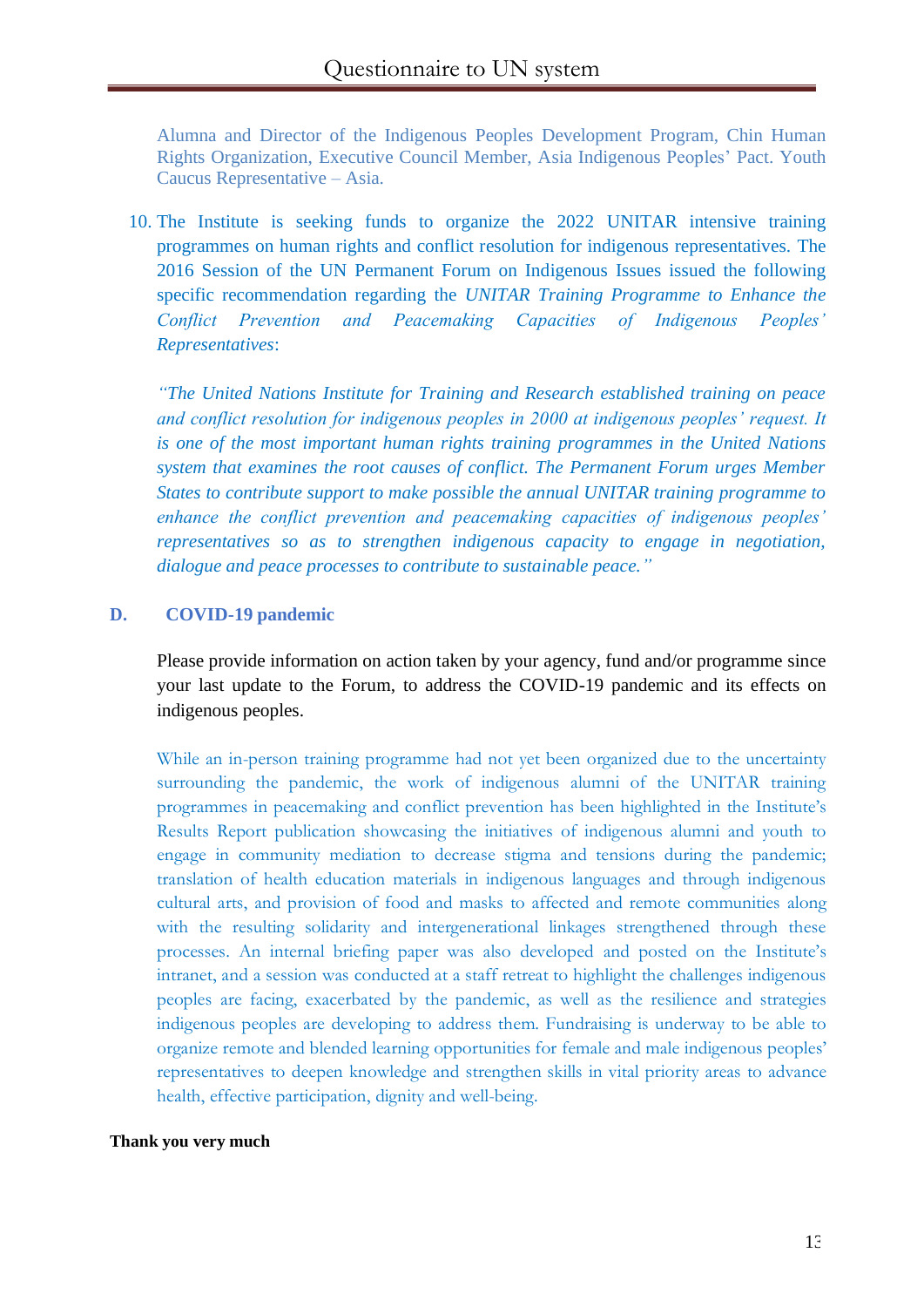Alumna and Director of the Indigenous Peoples Development Program, Chin Human Rights Organization, Executive Council Member, Asia Indigenous Peoples' Pact. Youth Caucus Representative – Asia.

10. The Institute is seeking funds to organize the 2022 UNITAR intensive training programmes on human rights and conflict resolution for indigenous representatives. The 2016 Session of the UN Permanent Forum on Indigenous Issues issued the following specific recommendation regarding the *UNITAR Training Programme to Enhance the Conflict Prevention and Peacemaking Capacities of Indigenous Peoples' Representatives*:

    *"The United Nations Institute for Training and Research established training on peace and conflict resolution for indigenous peoples in 2000 at indigenous peoples' request. It is one of the most important human rights training programmes in the United Nations system that examines the root causes of conflict. The Permanent Forum urges Member States to contribute support to make possible the annual UNITAR training programme to enhance the conflict prevention and peacemaking capacities of indigenous peoples' representatives so as to strengthen indigenous capacity to engage in negotiation, dialogue and peace processes to contribute to sustainable peace."*

## D. COVID-19 pandemic

Please provide information on action taken by your agency, fund and/or programme since your last update to the Forum, to address the COVID-19 pandemic and its effects on indigenous peoples.

While an in-person training programme had not yet been organized due to the uncertainty surrounding the pandemic, the work of indigenous alumni of the UNITAR training programmes in peacemaking and conflict prevention has been highlighted in the Institute's Results Report publication showcasing the initiatives of indigenous alumni and youth to engage in community mediation to decrease stigma and tensions during the pandemic; translation of health education materials in indigenous languages and through indigenous cultural arts, and provision of food and masks to affected and remote communities along with the resulting solidarity and intergenerational linkages strengthened through these processes. An internal briefing paper was also developed and posted on the Institute's intranet, and a session was conducted at a staff retreat to highlight the challenges indigenous peoples are facing, exacerbated by the pandemic, as well as the resilience and strategies indigenous peoples are developing to address them. Fundraising is underway to be able to organize remote and blended learning opportunities for female and male indigenous peoples' representatives to deepen knowledge and strengthen skills in vital priority areas to advance health, effective participation, dignity and well-being.

**Thank you very much**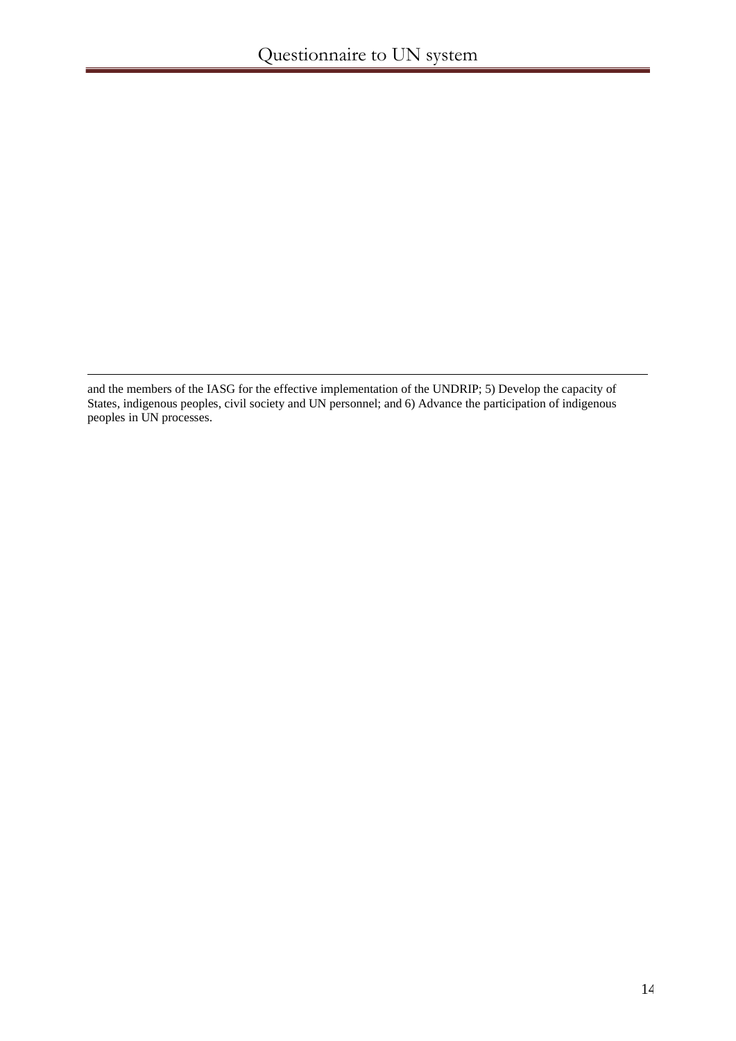and the members of the IASG for the effective implementation of the UNDRIP; 5) Develop the capacity of States, indigenous peoples, civil society and UN personnel; and 6) Advance the participation of indigenous peoples in UN processes.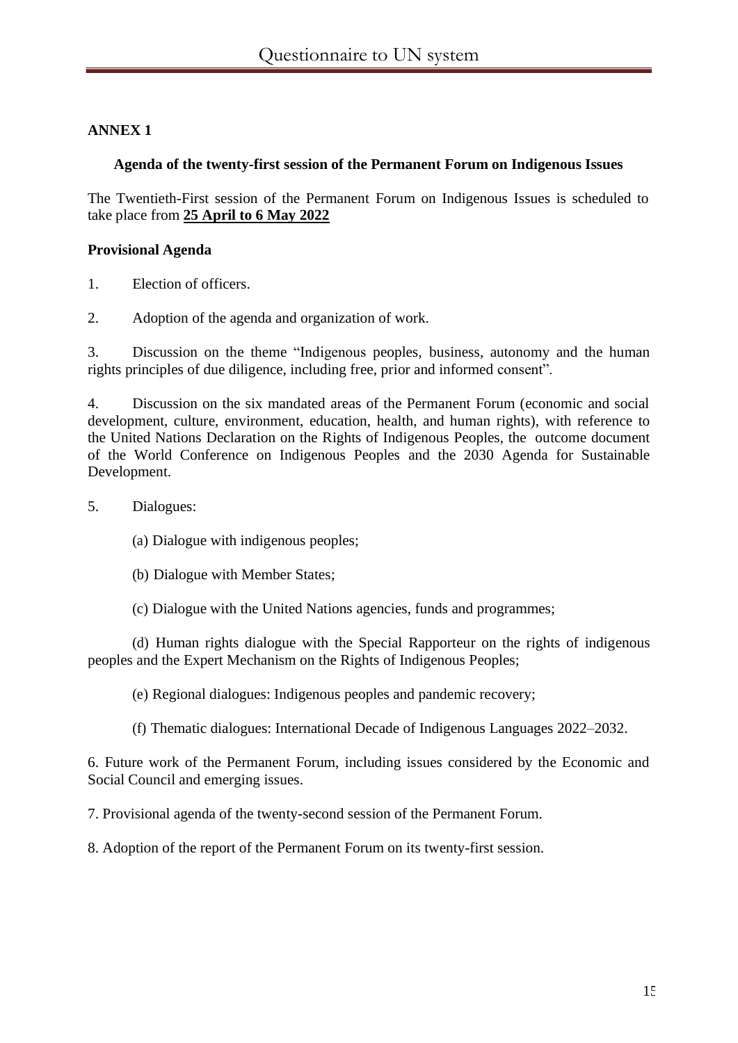## ANNEX 1

### Agenda of the twenty-first session of the Permanent Forum on Indigenous Issues

The Twentieth-First session of the Permanent Forum on Indigenous Issues is scheduled to take place from **25 April to 6 May 2022**

**Provisional Agenda**

1. Election of officers.

2. Adoption of the agenda and organization of work.

3. Discussion on the theme "Indigenous peoples, business, autonomy and the human rights principles of due diligence, including free, prior and informed consent".

4. Discussion on the six mandated areas of the Permanent Forum (economic and social development, culture, environment, education, health, and human rights), with reference to the United Nations Declaration on the Rights of Indigenous Peoples, the outcome document of the World Conference on Indigenous Peoples and the 2030 Agenda for Sustainable Development.

5. Dialogues:

   (a) Dialogue with indigenous peoples;

   (b) Dialogue with Member States;

   (c) Dialogue with the United Nations agencies, funds and programmes;

   (d) Human rights dialogue with the Special Rapporteur on the rights of indigenous peoples and the Expert Mechanism on the Rights of Indigenous Peoples;

   (e) Regional dialogues: Indigenous peoples and pandemic recovery;

   (f) Thematic dialogues: International Decade of Indigenous Languages 2022–2032.

6. Future work of the Permanent Forum, including issues considered by the Economic and Social Council and emerging issues.

7. Provisional agenda of the twenty-second session of the Permanent Forum.

8. Adoption of the report of the Permanent Forum on its twenty-first session.